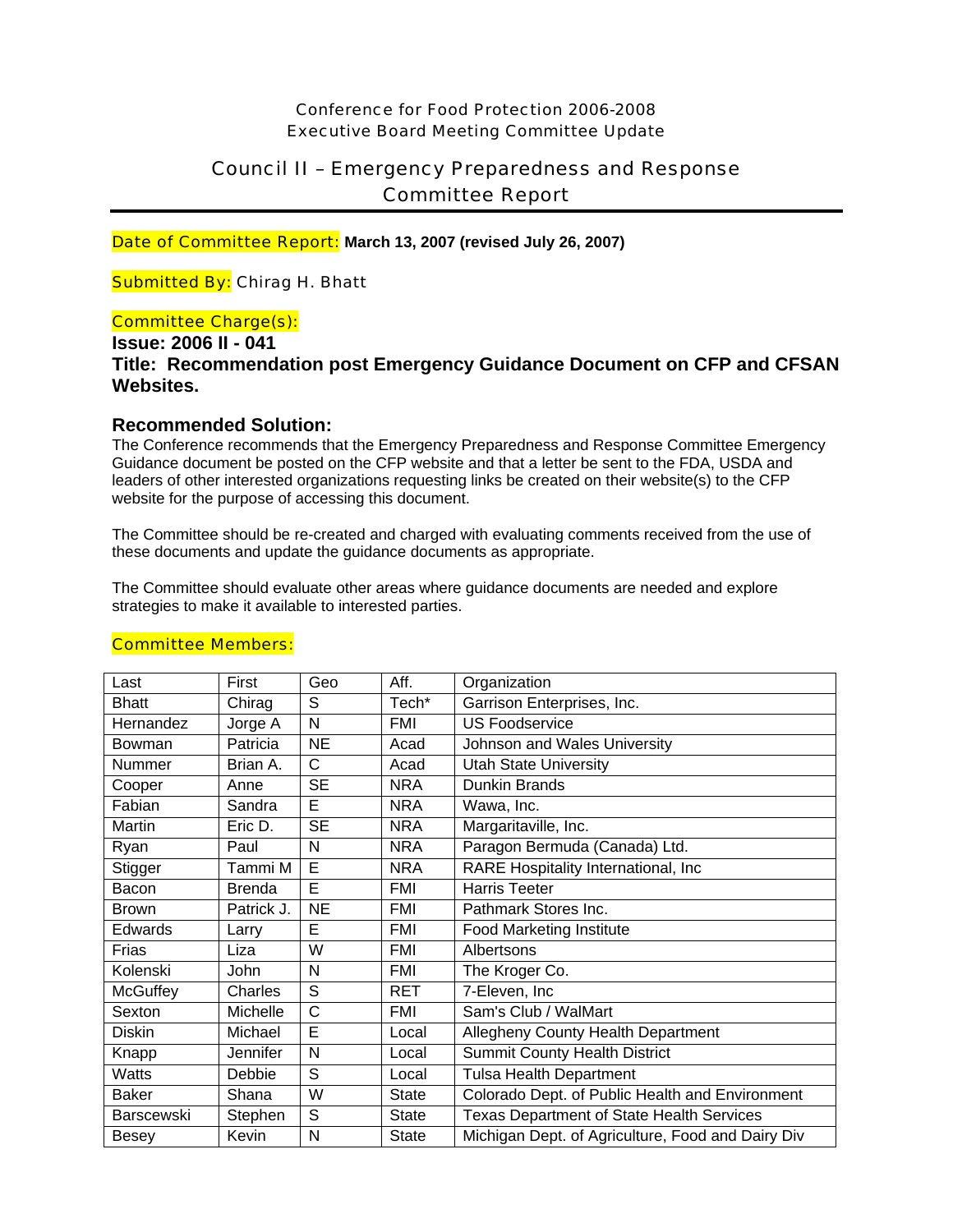Conference for Food Protection 2006-2008
Executive Board Meeting Committee Update

# Council II – Emergency Preparedness and Response Committee Report

**Date of Committee Report:** **March 13, 2007 (revised July 26, 2007)**

**Submitted By:** Chirag H. Bhatt

**Committee Charge(s):**

## Issue: 2006 II - 041

## Title: Recommendation post Emergency Guidance Document on CFP and CFSAN Websites.

### Recommended Solution:

The Conference recommends that the Emergency Preparedness and Response Committee Emergency Guidance document be posted on the CFP website and that a letter be sent to the FDA, USDA and leaders of other interested organizations requesting links be created on their website(s) to the CFP website for the purpose of accessing this document.

The Committee should be re-created and charged with evaluating comments received from the use of these documents and update the guidance documents as appropriate.

The Committee should evaluate other areas where guidance documents are needed and explore strategies to make it available to interested parties.

**Committee Members:**

| Last | First | Geo | Aff. | Organization |
|---|---|---|---|---|
| Bhatt | Chirag | S | Tech* | Garrison Enterprises, Inc. |
| Hernandez | Jorge A | N | FMI | US Foodservice |
| Bowman | Patricia | NE | Acad | Johnson and Wales University |
| Nummer | Brian A. | C | Acad | Utah State University |
| Cooper | Anne | SE | NRA | Dunkin Brands |
| Fabian | Sandra | E | NRA | Wawa, Inc. |
| Martin | Eric D. | SE | NRA | Margaritaville, Inc. |
| Ryan | Paul | N | NRA | Paragon Bermuda (Canada) Ltd. |
| Stigger | Tammi M | E | NRA | RARE Hospitality International, Inc |
| Bacon | Brenda | E | FMI | Harris Teeter |
| Brown | Patrick J. | NE | FMI | Pathmark Stores Inc. |
| Edwards | Larry | E | FMI | Food Marketing Institute |
| Frias | Liza | W | FMI | Albertsons |
| Kolenski | John | N | FMI | The Kroger Co. |
| McGuffey | Charles | S | RET | 7-Eleven, Inc |
| Sexton | Michelle | C | FMI | Sam's Club / WalMart |
| Diskin | Michael | E | Local | Allegheny County Health Department |
| Knapp | Jennifer | N | Local | Summit County Health District |
| Watts | Debbie | S | Local | Tulsa Health Department |
| Baker | Shana | W | State | Colorado Dept. of Public Health and Environment |
| Barscewski | Stephen | S | State | Texas Department of State Health Services |
| Besey | Kevin | N | State | Michigan Dept. of Agriculture, Food and Dairy Div |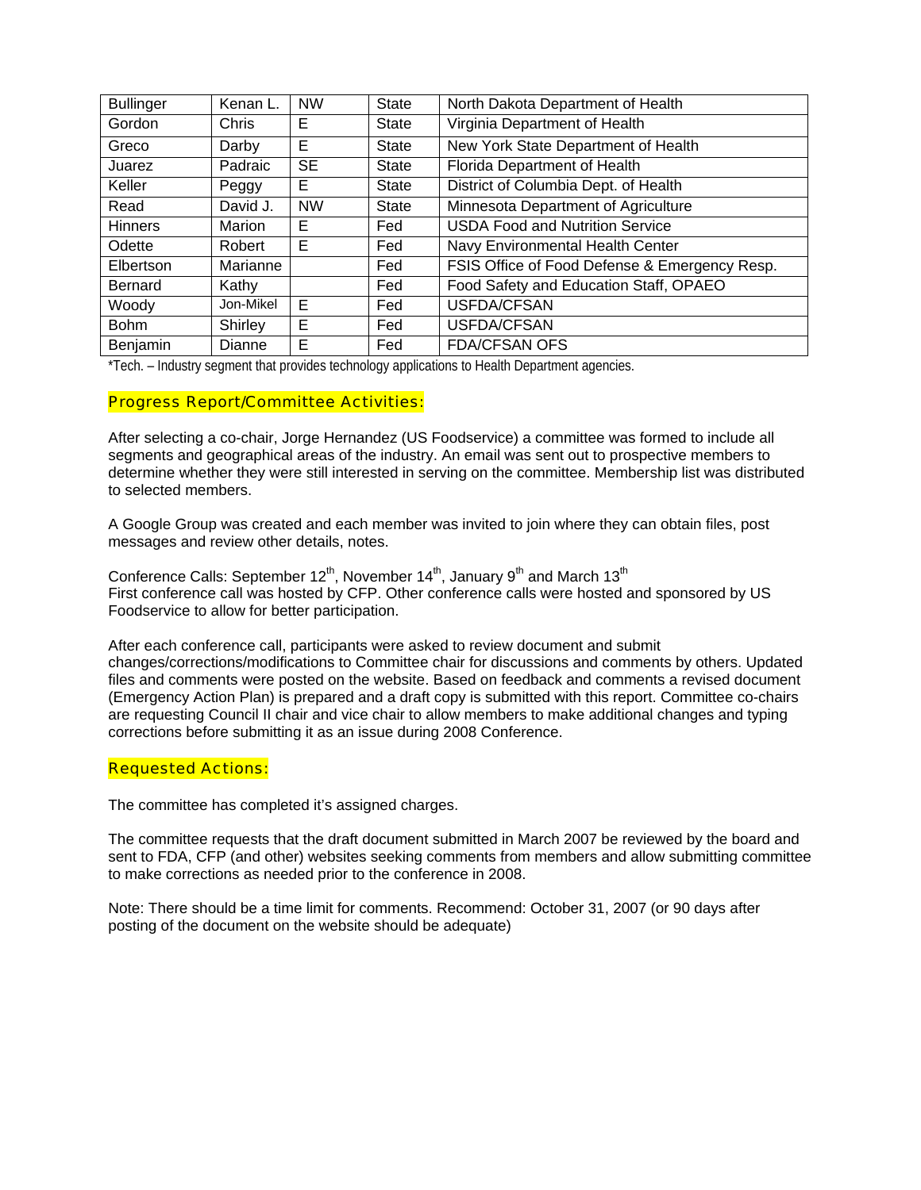| | | | | |
|---|---|---|---|---|
| Bullinger | Kenan L. | NW | State | North Dakota Department of Health |
| Gordon | Chris | E | State | Virginia Department of Health |
| Greco | Darby | E | State | New York State Department of Health |
| Juarez | Padraic | SE | State | Florida Department of Health |
| Keller | Peggy | E | State | District of Columbia Dept. of Health |
| Read | David J. | NW | State | Minnesota Department of Agriculture |
| Hinners | Marion | E | Fed | USDA Food and Nutrition Service |
| Odette | Robert | E | Fed | Navy Environmental Health Center |
| Elbertson | Marianne | | Fed | FSIS Office of Food Defense & Emergency Resp. |
| Bernard | Kathy | | Fed | Food Safety and Education Staff, OPAEO |
| Woody | Jon-Mikel | E | Fed | USFDA/CFSAN |
| Bohm | Shirley | E | Fed | USFDA/CFSAN |
| Benjamin | Dianne | E | Fed | FDA/CFSAN OFS |

*Tech. – Industry segment that provides technology applications to Health Department agencies.

## Progress Report/Committee Activities:

After selecting a co-chair, Jorge Hernandez (US Foodservice) a committee was formed to include all segments and geographical areas of the industry. An email was sent out to prospective members to determine whether they were still interested in serving on the committee. Membership list was distributed to selected members.

A Google Group was created and each member was invited to join where they can obtain files, post messages and review other details, notes.

Conference Calls: September 12th, November 14th, January 9th and March 13th
First conference call was hosted by CFP. Other conference calls were hosted and sponsored by US Foodservice to allow for better participation.

After each conference call, participants were asked to review document and submit changes/corrections/modifications to Committee chair for discussions and comments by others. Updated files and comments were posted on the website. Based on feedback and comments a revised document (Emergency Action Plan) is prepared and a draft copy is submitted with this report. Committee co-chairs are requesting Council II chair and vice chair to allow members to make additional changes and typing corrections before submitting it as an issue during 2008 Conference.

## Requested Actions:

The committee has completed it's assigned charges.

The committee requests that the draft document submitted in March 2007 be reviewed by the board and sent to FDA, CFP (and other) websites seeking comments from members and allow submitting committee to make corrections as needed prior to the conference in 2008.

Note: There should be a time limit for comments. Recommend: October 31, 2007 (or 90 days after posting of the document on the website should be adequate)